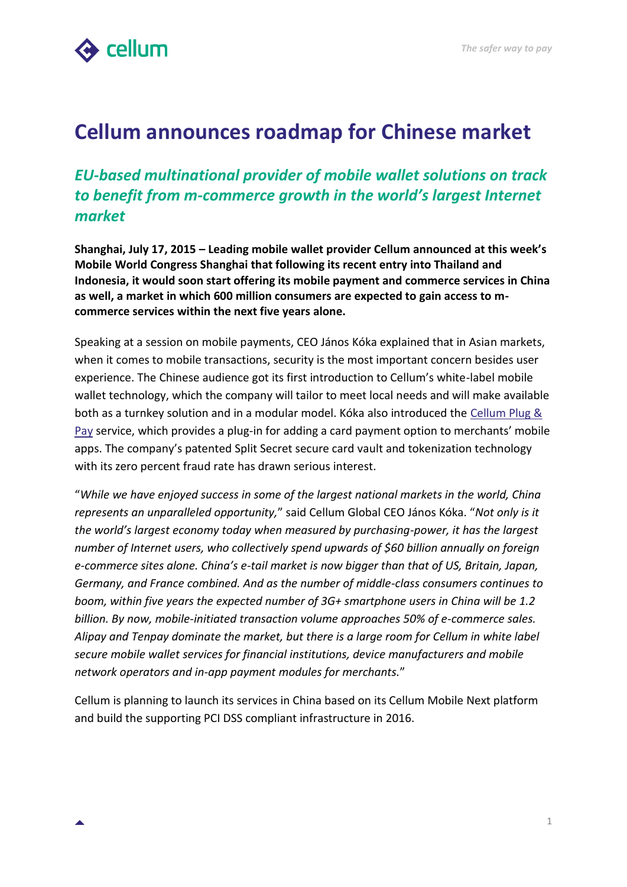# Cellum announces roadmap for Chinese market

## *EU-based multinational provider of mobile wallet solutions on track to benefit from m-commerce growth in the world's largest Internet market*

**Shanghai, July 17, 2015 – Leading mobile wallet provider Cellum announced at this week's Mobile World Congress Shanghai that following its recent entry into Thailand and Indonesia, it would soon start offering its mobile payment and commerce services in China as well, a market in which 600 million consumers are expected to gain access to m-commerce services within the next five years alone.**

Speaking at a session on mobile payments, CEO János Kóka explained that in Asian markets, when it comes to mobile transactions, security is the most important concern besides user experience. The Chinese audience got its first introduction to Cellum's white-label mobile wallet technology, which the company will tailor to meet local needs and will make available both as a turnkey solution and in a modular model. Kóka also introduced the Cellum Plug & Pay service, which provides a plug-in for adding a card payment option to merchants' mobile apps. The company's patented Split Secret secure card vault and tokenization technology with its zero percent fraud rate has drawn serious interest.

"*While we have enjoyed success in some of the largest national markets in the world, China represents an unparalleled opportunity,*" said Cellum Global CEO János Kóka. "*Not only is it the world's largest economy today when measured by purchasing-power, it has the largest number of Internet users, who collectively spend upwards of $60 billion annually on foreign e-commerce sites alone. China's e-tail market is now bigger than that of US, Britain, Japan, Germany, and France combined. And as the number of middle-class consumers continues to boom, within five years the expected number of 3G+ smartphone users in China will be 1.2 billion. By now, mobile-initiated transaction volume approaches 50% of e-commerce sales. Alipay and Tenpay dominate the market, but there is a large room for Cellum in white label secure mobile wallet services for financial institutions, device manufacturers and mobile network operators and in-app payment modules for merchants.*"

Cellum is planning to launch its services in China based on its Cellum Mobile Next platform and build the supporting PCI DSS compliant infrastructure in 2016.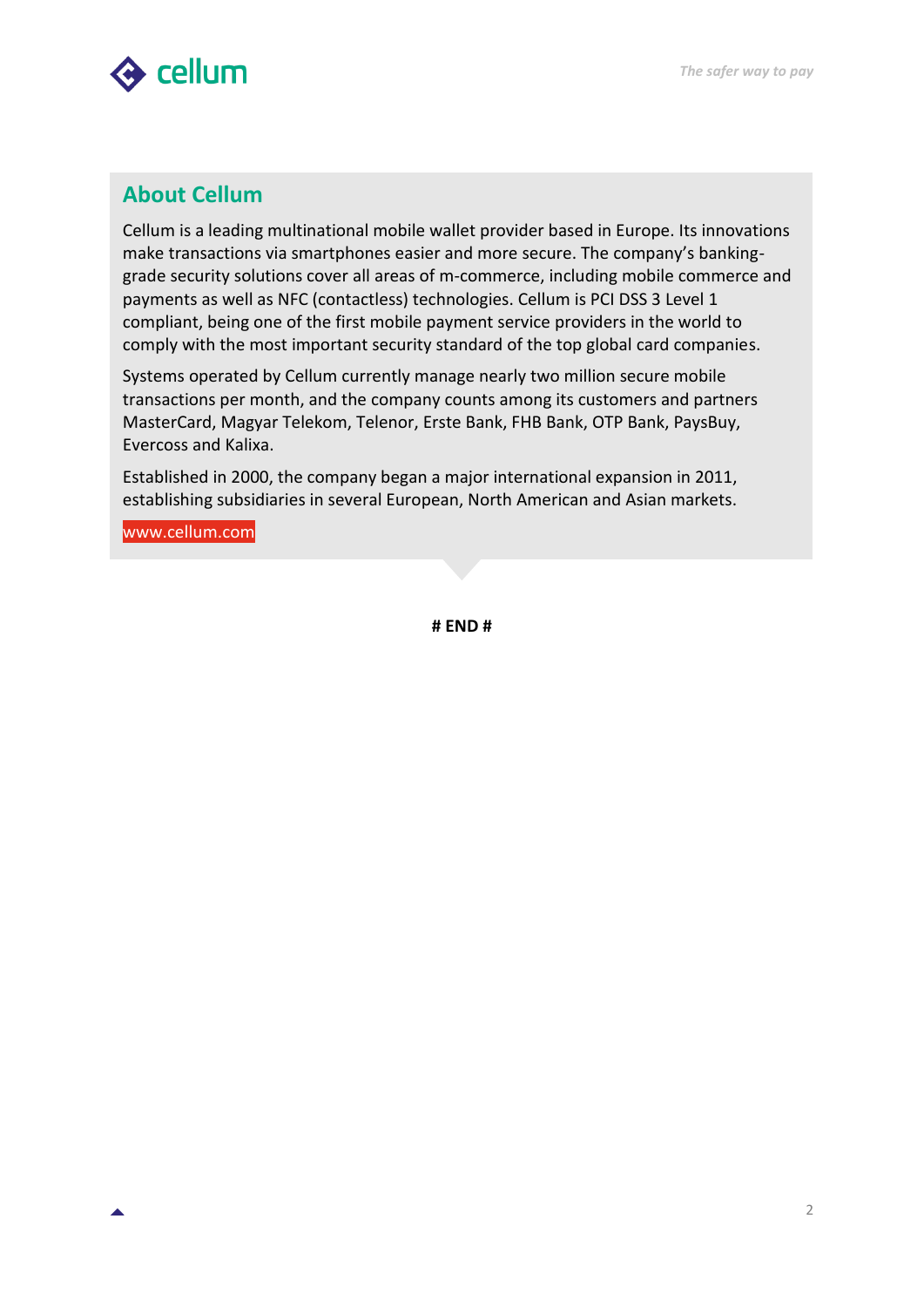## About Cellum

Cellum is a leading multinational mobile wallet provider based in Europe. Its innovations make transactions via smartphones easier and more secure. The company's banking-grade security solutions cover all areas of m-commerce, including mobile commerce and payments as well as NFC (contactless) technologies. Cellum is PCI DSS 3 Level 1 compliant, being one of the first mobile payment service providers in the world to comply with the most important security standard of the top global card companies.

Systems operated by Cellum currently manage nearly two million secure mobile transactions per month, and the company counts among its customers and partners MasterCard, Magyar Telekom, Telenor, Erste Bank, FHB Bank, OTP Bank, PaysBuy, Evercoss and Kalixa.

Established in 2000, the company began a major international expansion in 2011, establishing subsidiaries in several European, North American and Asian markets.

www.cellum.com

**# END #**